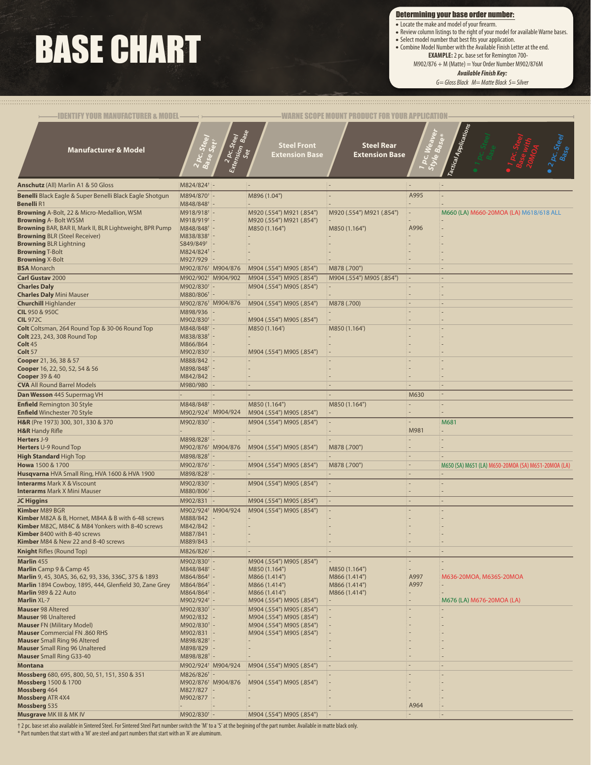# BASE CHART

**Determining your base order number:**

- Locate the make and model of your firearm.
- Review column listings to the right of your model for available Warne bases.
- Select model number that best fits your application.
- Combine Model Number with the Available Finish Letter at the end.

**EXAMPLE:** 2 pc. base set for Remington 700- M902/876 + M (Matte) = Your Order Number M902/876M

***Available Finish Key:***

*G= Gloss Black M= Matte Black S= Silver*

IDENTIFY YOUR MANUFACTURER & MODEL — WARNE SCOPE MOUNT PRODUCT FOR YOUR APPLICATION

| Manufacturer & Model | 2 pc. Steel Base Set† | 2 pc. Steel Extension Base Set | Steel Front Extension Base | Steel Rear Extension Base | 1 pc. Weaver Style Base* | Tactical Applications (● 1 pc. Steel Base ● 1 pc. Steel Base with 20MOA ● 2 pc. Steel Base) |
|---|---|---|---|---|---|---|
| **Anschutz** (All) Marlin A1 & 50 Gloss | M824/824† | - | - | - | - | - |
| **Benelli** Black Eagle & Super Benelli Black Eagle Shotgun | M894/870† | - | M896 (1.04") | - | A995 | - |
| **Benelli** R1 | M848/848† | - | - | - | - | - |
| **Browning** A-Bolt, 22 & Micro-Medallion, WSM | M918/918† | - | M920 (.554") M921 (.854") | M920 (.554") M921 (.854") | - | M660 (LA) M660-20MOA (LA) M618/618 ALL |
| **Browning** A- Bolt WSSM | M918/919† | - | M920 (.554") M921 (.854") | - | - | - |
| **Browning** BAR, BAR II, Mark II, BLR Lightweight, BPR Pump | M848/848† | - | M850 (1.164") | M850 (1.164") | A996 | - |
| **Browning** BLR (Steel Receiver) | M838/838† | - | - | - | - | - |
| **Browning** BLR Lightning | S849/849† | - | - | - | - | - |
| **Browning** T-Bolt | M824/824† | - | - | - | - | - |
| **Browning** X-Bolt | M927/929 | - | - | - | - | - |
| **BSA** Monarch | M902/876† | M904/876 | M904 (.554") M905 (.854") | M878 (.700") | - | - |
| **Carl Gustav** 2000 | M902/902† | M904/902 | M904 (.554") M905 (.854") | M904 (.554") M905 (.854") | - | - |
| **Charles Daly** | M902/830† | - | M904 (.554") M905 (.854") | - | - | - |
| **Charles Daly** Mini Mauser | M880/806† | - | - | - | - | - |
| **Churchill** Highlander | M902/876† | M904/876 | M904 (.554") M905 (.854") | M878 (.700) | - | - |
| **CIL** 950 & 950C | M898/936 | - | - | - | - | - |
| **CIL** 972C | M902/830† | - | M904 (.554") M905 (.854") | - | - | - |
| **Colt** Coltsman, 264 Round Top & 30-06 Round Top | M848/848† | - | M850 (1.164') | M850 (1.164') | - | - |
| **Colt** 223, 243, 308 Round Top | M838/838† | - | - | - | - | - |
| **Colt** 45 | M866/864 | - | - | - | - | - |
| **Colt** 57 | M902/830† | - | M904 (.554") M905 (.854") | - | - | - |
| **Cooper** 21, 36, 38 & 57 | M888/842 | - | - | - | - | - |
| **Cooper** 16, 22, 50, 52, 54 & 56 | M898/848† | - | - | - | - | - |
| **Cooper** 39 & 40 | M842/842 | - | - | - | - | - |
| **CVA** All Round Barrel Models | M980/980 | - | - | - | - | - |
| **Dan Wesson** 445 Supermag VH | - | - | - | - | M630 | - |
| **Enfield** Remington 30 Style | M848/848† | - | M850 (1.164") | M850 (1.164") | - | - |
| **Enfield** Winchester 70 Style | M902/924† | M904/924 | M904 (.554") M905 (.854") | - | - | - |
| **H&R** (Pre 1973) 300, 301, 330 & 370 | M902/830† | - | M904 (.554") M905 (.854") | - | - | M681 |
| **H&R** Handy Rifle | - | - | - | - | M981 | - |
| **Herters** J-9 | M898/828† | - | - | - | - | - |
| **Herters** U-9 Round Top | M902/876† | M904/876 | M904 (.554") M905 (.854") | M878 (.700") | - | - |
| **High Standard** High Top | M898/828† | - | - | - | - | - |
| **Howa** 1500 & 1700 | M902/876† | - | M904 (.554") M905 (.854") | M878 (.700") | - | M650 (SA) M651 (LA) M650-20MOA (SA) M651-20MOA (LA) |
| **Husqvarna** HVA Small Ring, HVA 1600 & HVA 1900 | M898/828† | - | - | - | - | - |
| **Interarms** Mark X & Viscount | M902/830† | - | M904 (.554") M905 (.854") | - | - | - |
| **Interarms** Mark X Mini Mauser | M880/806† | - | - | - | - | - |
| **JC Higgins** | M902/831 | - | M904 (.554") M905 (.854") | - | - | - |
| **Kimber** M89 BGR | M902/924† | M904/924 | M904 (.554") M905 (.854") | - | - | - |
| **Kimber** M82A & B, Hornet, M84A & B with 6-48 screws | M888/842 | - | - | - | - | - |
| **Kimber** M82C, M84C & M84 Yonkers with 8-40 screws | M842/842 | - | - | - | - | - |
| **Kimber** 8400 with 8-40 screws | M887/841 | - | - | - | - | - |
| **Kimber** M84 & New 22 and 8-40 screws | M889/843 | - | - | - | - | - |
| **Knight** Rifles (Round Top) | M826/826† | - | - | - | - | - |
| **Marlin** 455 | M902/830† | - | M904 (.554") M905 (.854") | - | - | - |
| **Marlin** Camp 9 & Camp 45 | M848/848† | - | M850 (1.164") | M850 (1.164") | - | - |
| **Marlin** 9, 45, 30AS, 36, 62, 93, 336, 336C, 375 & 1893 | M864/864† | - | M866 (1.414") | M866 (1.414") | A997 | M636-20MOA, M636S-20MOA |
| **Marlin** 1894 Cowboy, 1895, 444, Glenfield 30, Zane Grey | M864/864† | - | M866 (1.414") | M866 (1.414") | A997 | - |
| **Marlin** 989 & 22 Auto | M864/864† | - | M866 (1.414") | M866 (1.414") | - | - |
| **Marlin** XL-7 | M902/924† | - | M904 (.554") M905 (.854") | - | - | M676 (LA) M676-20MOA (LA) |
| **Mauser** 98 Altered | M902/830† | - | M904 (.554") M905 (.854") | - | - | - |
| **Mauser** 98 Unaltered | M902/832 | - | M904 (.554") M905 (.854") | - | - | - |
| **Mauser** FN (Military Model) | M902/830† | - | M904 (.554") M905 (.854") | - | - | - |
| **Mauser** Commercial FN .860 RHS | M902/831 | - | M904 (.554") M905 (.854") | - | - | - |
| **Mauser** Small Ring 96 Altered | M898/828† | - | - | - | - | - |
| **Mauser** Small Ring 96 Unaltered | M898/829 | - | - | - | - | - |
| **Mauser** Small Ring G33-40 | M898/828† | - | - | - | - | - |
| **Montana** | M902/924† | M904/924 | M904 (.554") M905 (.854") | - | - | - |
| **Mossberg** 680, 695, 800, 50, 51, 151, 350 & 351 | M826/826† | - | - | - | - | - |
| **Mossberg** 1500 & 1700 | M902/876† | M904/876 | M904 (.554") M905 (.854") | - | - | - |
| **Mossberg** 464 | M827/827 | - | - | - | - | - |
| **Mossberg** ATR 4X4 | M902/877 | - | - | - | - | - |
| **Mossberg** 535 | - | - | - | - | A964 | - |
| **Musgrave** MK III & MK IV | M902/830† | - | M904 (.554") M905 (.854") | - | - | - |

† 2 pc. base set also available in Sintered Steel. For Sintered Steel Part number switch the 'M' to a 'S' at the begining of the part number. Available in matte black only.

\* Part numbers that start with a 'M' are steel and part numbers that start with an 'A' are aluminum.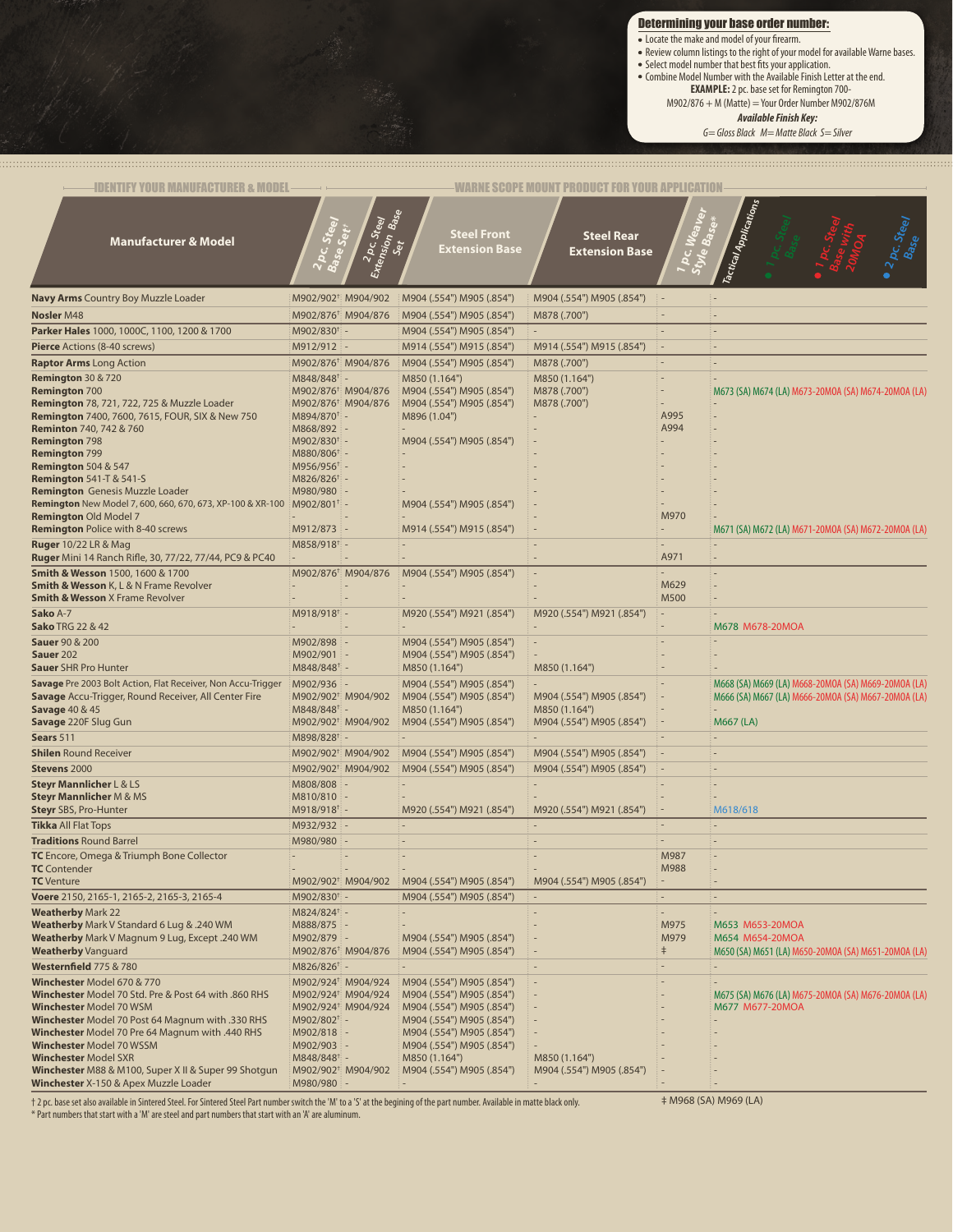**Determining your base order number:**

- Locate the make and model of your firearm.
- Review column listings to the right of your model for available Warne bases.
- Select model number that best fits your application.
- Combine Model Number with the Available Finish Letter at the end.

**EXAMPLE:** 2 pc. base set for Remington 700-
M902/876 + M (Matte) = Your Order Number M902/876M

***Available Finish Key:***
*G= Gloss Black M= Matte Black S= Silver*

| IDENTIFY YOUR MANUFACTURER & MODEL | WARNE SCOPE MOUNT PRODUCT FOR YOUR APPLICATION | | | | | |
|---|---|---|---|---|---|---|
| **Manufacturer & Model** | 2 pc. Steel Base Set† | 2 pc. Steel Extension Base Set | Steel Front Extension Base | Steel Rear Extension Base | 1 pc. Weaver Style Base* | Tactical Applications (● 1 pc. Steel Base ● 1 pc. Steel Base with 20MOA ● 2 pc. Steel Base) |
| **Navy Arms** Country Boy Muzzle Loader | M902/902† | M904/902 | M904 (.554") M905 (.854") | M904 (.554") M905 (.854") | - | - |
| **Nosler** M48 | M902/876† | M904/876 | M904 (.554") M905 (.854") | M878 (.700") | - | - |
| **Parker Hales** 1000, 1000C, 1100, 1200 & 1700 | M902/830† | - | M904 (.554") M905 (.854") | - | - | - |
| **Pierce** Actions (8-40 screws) | M912/912 | - | M914 (.554") M915 (.854") | M914 (.554") M915 (.854") | - | - |
| **Raptor Arms** Long Action | M902/876† | M904/876 | M904 (.554") M905 (.854") | M878 (.700") | - | - |
| **Remington** 30 & 720 | M848/848† | - | M850 (1.164") | M850 (1.164") | - | - |
| **Remington** 700 | M902/876† | M904/876 | M904 (.554") M905 (.854") | M878 (.700") | - | M673 (SA) M674 (LA) M673-20MOA (SA) M674-20MOA (LA) |
| **Remington** 78, 721, 722, 725 & Muzzle Loader | M902/876† | M904/876 | M904 (.554") M905 (.854") | M878 (.700") | | |
| **Remington** 7400, 7600, 7615, FOUR, SIX & New 750 | M894/870† | - | M896 (1.04") | - | A995 | - |
| **Reminton** 740, 742 & 760 | M868/892 | - | - | - | A994 | - |
| **Remington** 798 | M902/830† | - | M904 (.554") M905 (.854") | - | - | - |
| **Remington** 799 | M880/806† | - | - | - | - | - |
| **Remington** 504 & 547 | M956/956† | - | - | - | - | - |
| **Remington** 541-T & 541-S | M826/826† | - | - | - | - | - |
| **Remington** Genesis Muzzle Loader | M980/980 | - | - | - | - | - |
| **Remington** New Model 7, 600, 660, 670, 673, XP-100 & XR-100 | M902/801† | - | M904 (.554") M905 (.854") | - | - | - |
| **Remington** Old Model 7 | - | - | - | - | M970 | - |
| **Remington** Police with 8-40 screws | M912/873 | - | M914 (.554") M915 (.854") | - | - | M671 (SA) M672 (LA) M671-20MOA (SA) M672-20MOA (LA) |
| **Ruger** 10/22 LR & Mag | M858/918† | - | - | - | - | - |
| **Ruger** Mini 14 Ranch Rifle, 30, 77/22, 77/44, PC9 & PC40 | - | - | - | - | A971 | - |
| **Smith & Wesson** 1500, 1600 & 1700 | M902/876† | M904/876 | M904 (.554") M905 (.854") | - | - | - |
| **Smith & Wesson** K, L & N Frame Revolver | - | - | - | - | M629 | - |
| **Smith & Wesson** X Frame Revolver | - | - | - | - | M500 | - |
| **Sako** A-7 | M918/918† | - | M920 (.554") M921 (.854") | M920 (.554") M921 (.854") | - | - |
| **Sako** TRG 22 & 42 | - | - | - | - | - | M678 M678-20MOA |
| **Sauer** 90 & 200 | M902/898 | - | M904 (.554") M905 (.854") | - | - | - |
| **Sauer** 202 | M902/901 | - | M904 (.554") M905 (.854") | - | - | - |
| **Sauer** SHR Pro Hunter | M848/848† | - | M850 (1.164") | M850 (1.164") | - | - |
| **Savage** Pre 2003 Bolt Action, Flat Receiver, Non Accu-Trigger | M902/936 | - | M904 (.554") M905 (.854") | - | - | M668 (SA) M669 (LA) M668-20MOA (SA) M669-20MOA (LA) |
| **Savage** Accu-Trigger, Round Receiver, All Center Fire | M902/902† | M904/902 | M904 (.554") M905 (.854") | M904 (.554") M905 (.854") | - | M666 (SA) M667 (LA) M666-20MOA (SA) M667-20MOA (LA) |
| **Savage** 40 & 45 | M848/848† | - | M850 (1.164") | M850 (1.164") | - | - |
| **Savage** 220F Slug Gun | M902/902† | M904/902 | M904 (.554") M905 (.854") | M904 (.554") M905 (.854") | - | M667 (LA) |
| **Sears** 511 | M898/828† | - | - | - | - | - |
| **Shilen** Round Receiver | M902/902† | M904/902 | M904 (.554") M905 (.854") | M904 (.554") M905 (.854") | - | - |
| **Stevens** 2000 | M902/902† | M904/902 | M904 (.554") M905 (.854") | M904 (.554") M905 (.854") | - | - |
| **Steyr Mannlicher** L & LS | M808/808 | - | - | - | - | - |
| **Steyr Mannlicher** M & MS | M810/810 | - | - | - | - | - |
| **Steyr** SBS, Pro-Hunter | M918/918† | - | M920 (.554") M921 (.854") | M920 (.554") M921 (.854") | - | M618/618 |
| **Tikka** All Flat Tops | M932/932 | - | - | - | - | - |
| **Traditions** Round Barrel | M980/980 | - | - | - | - | - |
| **TC** Encore, Omega & Triumph Bone Collector | - | - | - | - | M987 | - |
| **TC** Contender | - | - | - | - | M988 | - |
| **TC** Venture | M902/902† | M904/902 | M904 (.554") M905 (.854") | M904 (.554") M905 (.854") | - | - |
| **Voere** 2150, 2165-1, 2165-2, 2165-3, 2165-4 | M902/830† | - | M904 (.554") M905 (.854") | - | - | - |
| **Weatherby** Mark 22 | M824/824† | - | - | - | - | - |
| **Weatherby** Mark V Standard 6 Lug & .240 WM | M888/875 | - | - | - | M975 | M653 M653-20MOA |
| **Weatherby** Mark V Magnum 9 Lug, Except .240 WM | M902/879 | - | M904 (.554") M905 (.854") | - | M979 | M654 M654-20MOA |
| **Weatherby** Vanguard | M902/876† | M904/876 | M904 (.554") M905 (.854") | - | ‡ | M650 (SA) M651 (LA) M650-20MOA (SA) M651-20MOA (LA) |
| **Westernfield** 775 & 780 | M826/826† | - | - | - | - | - |
| **Winchester** Model 670 & 770 | M902/924† | M904/924 | M904 (.554") M905 (.854") | - | - | - |
| **Winchester** Model 70 Std. Pre & Post 64 with .860 RHS | M902/924† | M904/924 | M904 (.554") M905 (.854") | - | - | M675 (SA) M676 (LA) M675-20MOA (SA) M676-20MOA (LA) |
| **Winchester** Model 70 WSM | M902/924† | M904/924 | M904 (.554") M905 (.854") | - | - | M677 M677-20MOA |
| **Winchester** Model 70 Post 64 Magnum with .330 RHS | M902/802† | - | M904 (.554") M905 (.854") | - | - | - |
| **Winchester** Model 70 Pre 64 Magnum with .440 RHS | M902/818 | - | M904 (.554") M905 (.854") | - | - | - |
| **Winchester** Model 70 WSSM | M902/903 | - | M904 (.554") M905 (.854") | - | - | - |
| **Winchester** Model SXR | M848/848† | - | M850 (1.164") | M850 (1.164") | - | - |
| **Winchester** M88 & M100, Super X II & Super 99 Shotgun | M902/902† | M904/902 | M904 (.554") M905 (.854") | M904 (.554") M905 (.854") | - | - |
| **Winchester** X-150 & Apex Muzzle Loader | M980/980 | - | - | | | |

† 2 pc. base set also available in Sintered Steel. For Sintered Steel Part number switch the 'M' to a 'S' at the begining of the part number. Available in matte black only.
* Part numbers that start with a 'M' are steel and part numbers that start with an 'A' are aluminum.

‡ M968 (SA) M969 (LA)